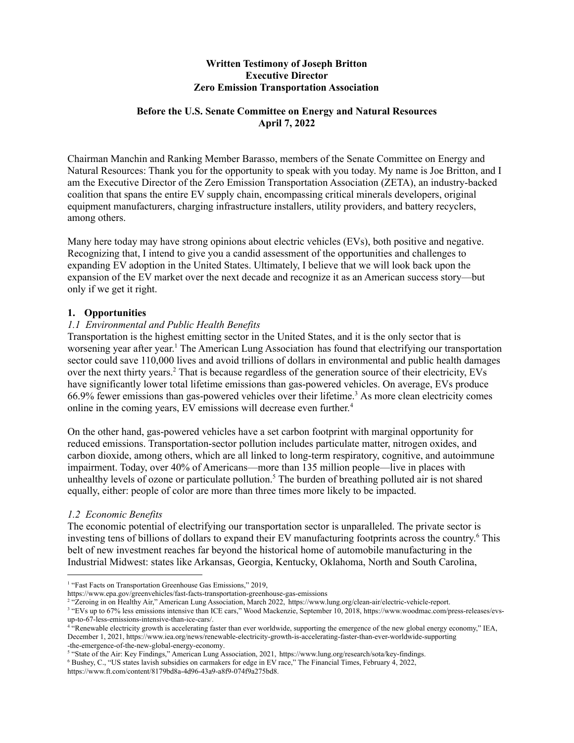**Written Testimony of Joseph Britton**
**Executive Director**
**Zero Emission Transportation Association**

**Before the U.S. Senate Committee on Energy and Natural Resources**
**April 7, 2022**

Chairman Manchin and Ranking Member Barasso, members of the Senate Committee on Energy and Natural Resources: Thank you for the opportunity to speak with you today. My name is Joe Britton, and I am the Executive Director of the Zero Emission Transportation Association (ZETA), an industry-backed coalition that spans the entire EV supply chain, encompassing critical minerals developers, original equipment manufacturers, charging infrastructure installers, utility providers, and battery recyclers, among others.

Many here today may have strong opinions about electric vehicles (EVs), both positive and negative. Recognizing that, I intend to give you a candid assessment of the opportunities and challenges to expanding EV adoption in the United States. Ultimately, I believe that we will look back upon the expansion of the EV market over the next decade and recognize it as an American success story—but only if we get it right.

## 1. Opportunities

### *1.1 Environmental and Public Health Benefits*

Transportation is the highest emitting sector in the United States, and it is the only sector that is worsening year after year.[1] The American Lung Association has found that electrifying our transportation sector could save 110,000 lives and avoid trillions of dollars in environmental and public health damages over the next thirty years.[2] That is because regardless of the generation source of their electricity, EVs have significantly lower total lifetime emissions than gas-powered vehicles. On average, EVs produce 66.9% fewer emissions than gas-powered vehicles over their lifetime.[3] As more clean electricity comes online in the coming years, EV emissions will decrease even further.[4]

On the other hand, gas-powered vehicles have a set carbon footprint with marginal opportunity for reduced emissions. Transportation-sector pollution includes particulate matter, nitrogen oxides, and carbon dioxide, among others, which are all linked to long-term respiratory, cognitive, and autoimmune impairment. Today, over 40% of Americans—more than 135 million people—live in places with unhealthy levels of ozone or particulate pollution.[5] The burden of breathing polluted air is not shared equally, either: people of color are more than three times more likely to be impacted.

### *1.2 Economic Benefits*

The economic potential of electrifying our transportation sector is unparalleled. The private sector is investing tens of billions of dollars to expand their EV manufacturing footprints across the country.[6] This belt of new investment reaches far beyond the historical home of automobile manufacturing in the Industrial Midwest: states like Arkansas, Georgia, Kentucky, Oklahoma, North and South Carolina,

---

[1] "Fast Facts on Transportation Greenhouse Gas Emissions," 2019, https://www.epa.gov/greenvehicles/fast-facts-transportation-greenhouse-gas-emissions

[2] "Zeroing in on Healthy Air," American Lung Association, March 2022, https://www.lung.org/clean-air/electric-vehicle-report.

[3] "EVs up to 67% less emissions intensive than ICE cars," Wood Mackenzie, September 10, 2018, https://www.woodmac.com/press-releases/evs-up-to-67-less-emissions-intensive-than-ice-cars/.

[4] "Renewable electricity growth is accelerating faster than ever worldwide, supporting the emergence of the new global energy economy," IEA, December 1, 2021, https://www.iea.org/news/renewable-electricity-growth-is-accelerating-faster-than-ever-worldwide-supporting-the-emergence-of-the-new-global-energy-economy.

[5] "State of the Air: Key Findings," American Lung Association, 2021, https://www.lung.org/research/sota/key-findings.

[6] Bushey, C., "US states lavish subsidies on carmakers for edge in EV race," The Financial Times, February 4, 2022, https://www.ft.com/content/8179bd8a-4d96-43a9-a8f9-074f9a275bd8.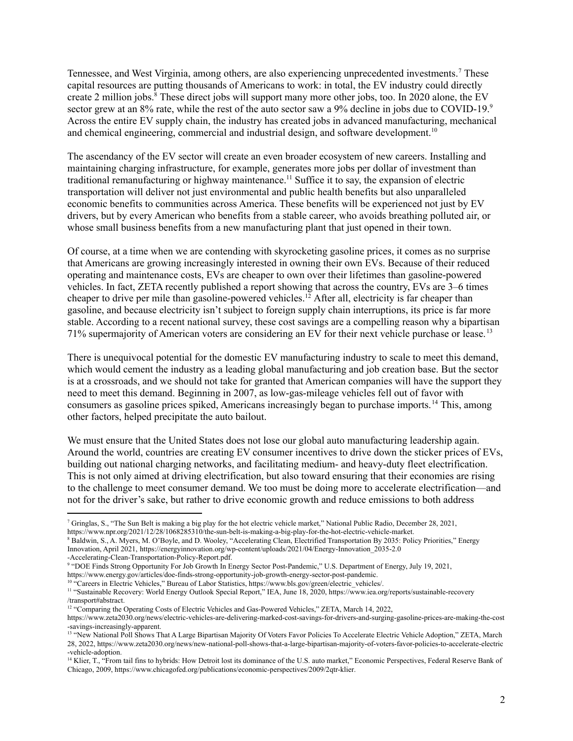Tennessee, and West Virginia, among others, are also experiencing unprecedented investments.[7] These capital resources are putting thousands of Americans to work: in total, the EV industry could directly create 2 million jobs.[8] These direct jobs will support many more other jobs, too. In 2020 alone, the EV sector grew at an 8% rate, while the rest of the auto sector saw a 9% decline in jobs due to COVID-19.[9] Across the entire EV supply chain, the industry has created jobs in advanced manufacturing, mechanical and chemical engineering, commercial and industrial design, and software development.[10]

The ascendancy of the EV sector will create an even broader ecosystem of new careers. Installing and maintaining charging infrastructure, for example, generates more jobs per dollar of investment than traditional remanufacturing or highway maintenance.[11] Suffice it to say, the expansion of electric transportation will deliver not just environmental and public health benefits but also unparalleled economic benefits to communities across America. These benefits will be experienced not just by EV drivers, but by every American who benefits from a stable career, who avoids breathing polluted air, or whose small business benefits from a new manufacturing plant that just opened in their town.

Of course, at a time when we are contending with skyrocketing gasoline prices, it comes as no surprise that Americans are growing increasingly interested in owning their own EVs. Because of their reduced operating and maintenance costs, EVs are cheaper to own over their lifetimes than gasoline-powered vehicles. In fact, ZETA recently published a report showing that across the country, EVs are 3–6 times cheaper to drive per mile than gasoline-powered vehicles.[12] After all, electricity is far cheaper than gasoline, and because electricity isn't subject to foreign supply chain interruptions, its price is far more stable. According to a recent national survey, these cost savings are a compelling reason why a bipartisan 71% supermajority of American voters are considering an EV for their next vehicle purchase or lease.[13]

There is unequivocal potential for the domestic EV manufacturing industry to scale to meet this demand, which would cement the industry as a leading global manufacturing and job creation base. But the sector is at a crossroads, and we should not take for granted that American companies will have the support they need to meet this demand. Beginning in 2007, as low-gas-mileage vehicles fell out of favor with consumers as gasoline prices spiked, Americans increasingly began to purchase imports.[14] This, among other factors, helped precipitate the auto bailout.

We must ensure that the United States does not lose our global auto manufacturing leadership again. Around the world, countries are creating EV consumer incentives to drive down the sticker prices of EVs, building out national charging networks, and facilitating medium- and heavy-duty fleet electrification. This is not only aimed at driving electrification, but also toward ensuring that their economies are rising to the challenge to meet consumer demand. We too must be doing more to accelerate electrification—and not for the driver's sake, but rather to drive economic growth and reduce emissions to both address

---

[7] Gringlas, S., "The Sun Belt is making a big play for the hot electric vehicle market," National Public Radio, December 28, 2021, https://www.npr.org/2021/12/28/1068285310/the-sun-belt-is-making-a-big-play-for-the-hot-electric-vehicle-market.

[8] Baldwin, S., A. Myers, M. O'Boyle, and D. Wooley, "Accelerating Clean, Electrified Transportation By 2035: Policy Priorities," Energy Innovation, April 2021, https://energyinnovation.org/wp-content/uploads/2021/04/Energy-Innovation_2035-2.0-Accelerating-Clean-Transportation-Policy-Report.pdf.

[9] "DOE Finds Strong Opportunity For Job Growth In Energy Sector Post-Pandemic," U.S. Department of Energy, July 19, 2021, https://www.energy.gov/articles/doe-finds-strong-opportunity-job-growth-energy-sector-post-pandemic.

[10] "Careers in Electric Vehicles," Bureau of Labor Statistics, https://www.bls.gov/green/electric_vehicles/.

[11] "Sustainable Recovery: World Energy Outlook Special Report," IEA, June 18, 2020, https://www.iea.org/reports/sustainable-recovery/transport#abstract.

[12] "Comparing the Operating Costs of Electric Vehicles and Gas-Powered Vehicles," ZETA, March 14, 2022, https://www.zeta2030.org/news/electric-vehicles-are-delivering-marked-cost-savings-for-drivers-and-surging-gasoline-prices-are-making-the-cost-savings-increasingly-apparent.

[13] "New National Poll Shows That A Large Bipartisan Majority Of Voters Favor Policies To Accelerate Electric Vehicle Adoption," ZETA, March 28, 2022, https://www.zeta2030.org/news/new-national-poll-shows-that-a-large-bipartisan-majority-of-voters-favor-policies-to-accelerate-electric-vehicle-adoption.

[14] Klier, T., "From tail fins to hybrids: How Detroit lost its dominance of the U.S. auto market," Economic Perspectives, Federal Reserve Bank of Chicago, 2009, https://www.chicagofed.org/publications/economic-perspectives/2009/2qtr-klier.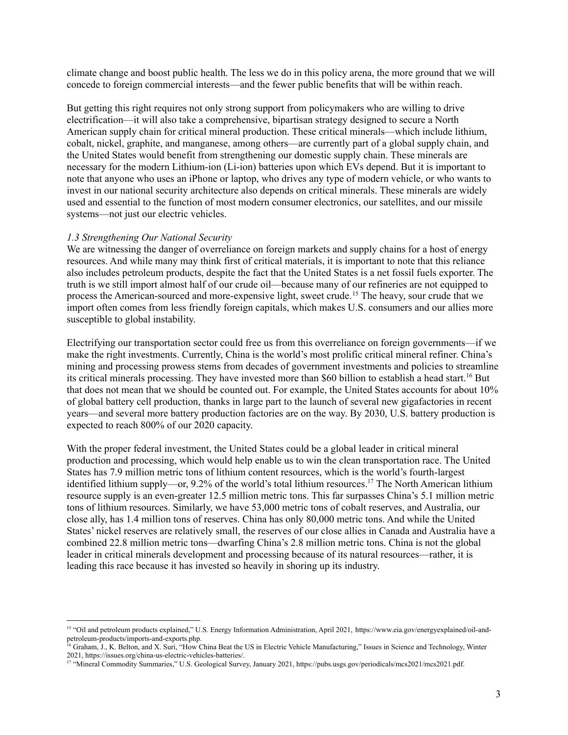climate change and boost public health. The less we do in this policy arena, the more ground that we will concede to foreign commercial interests—and the fewer public benefits that will be within reach.

But getting this right requires not only strong support from policymakers who are willing to drive electrification—it will also take a comprehensive, bipartisan strategy designed to secure a North American supply chain for critical mineral production. These critical minerals—which include lithium, cobalt, nickel, graphite, and manganese, among others—are currently part of a global supply chain, and the United States would benefit from strengthening our domestic supply chain. These minerals are necessary for the modern Lithium-ion (Li-ion) batteries upon which EVs depend. But it is important to note that anyone who uses an iPhone or laptop, who drives any type of modern vehicle, or who wants to invest in our national security architecture also depends on critical minerals. These minerals are widely used and essential to the function of most modern consumer electronics, our satellites, and our missile systems—not just our electric vehicles.

*1.3 Strengthening Our National Security*

We are witnessing the danger of overreliance on foreign markets and supply chains for a host of energy resources. And while many may think first of critical materials, it is important to note that this reliance also includes petroleum products, despite the fact that the United States is a net fossil fuels exporter. The truth is we still import almost half of our crude oil—because many of our refineries are not equipped to process the American-sourced and more-expensive light, sweet crude.[15] The heavy, sour crude that we import often comes from less friendly foreign capitals, which makes U.S. consumers and our allies more susceptible to global instability.

Electrifying our transportation sector could free us from this overreliance on foreign governments—if we make the right investments. Currently, China is the world's most prolific critical mineral refiner. China's mining and processing prowess stems from decades of government investments and policies to streamline its critical minerals processing. They have invested more than $60 billion to establish a head start.[16] But that does not mean that we should be counted out. For example, the United States accounts for about 10% of global battery cell production, thanks in large part to the launch of several new gigafactories in recent years—and several more battery production factories are on the way. By 2030, U.S. battery production is expected to reach 800% of our 2020 capacity.

With the proper federal investment, the United States could be a global leader in critical mineral production and processing, which would help enable us to win the clean transportation race. The United States has 7.9 million metric tons of lithium content resources, which is the world's fourth-largest identified lithium supply—or, 9.2% of the world's total lithium resources.[17] The North American lithium resource supply is an even-greater 12.5 million metric tons. This far surpasses China's 5.1 million metric tons of lithium resources. Similarly, we have 53,000 metric tons of cobalt reserves, and Australia, our close ally, has 1.4 million tons of reserves. China has only 80,000 metric tons. And while the United States' nickel reserves are relatively small, the reserves of our close allies in Canada and Australia have a combined 22.8 million metric tons—dwarfing China's 2.8 million metric tons. China is not the global leader in critical minerals development and processing because of its natural resources—rather, it is leading this race because it has invested so heavily in shoring up its industry.

---

[15] "Oil and petroleum products explained," U.S. Energy Information Administration, April 2021, https://www.eia.gov/energyexplained/oil-and-petroleum-products/imports-and-exports.php.

[16] Graham, J., K. Belton, and X. Suri, "How China Beat the US in Electric Vehicle Manufacturing," Issues in Science and Technology, Winter 2021, https://issues.org/china-us-electric-vehicles-batteries/.

[17] "Mineral Commodity Summaries," U.S. Geological Survey, January 2021, https://pubs.usgs.gov/periodicals/mcs2021/mcs2021.pdf.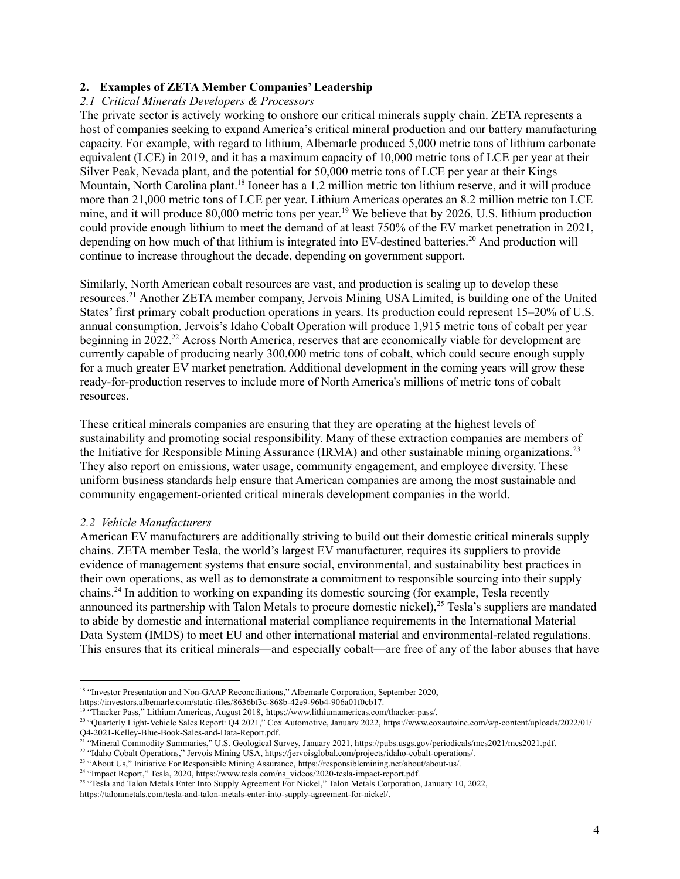## 2. Examples of ZETA Member Companies' Leadership

### *2.1 Critical Minerals Developers & Processors*

The private sector is actively working to onshore our critical minerals supply chain. ZETA represents a host of companies seeking to expand America's critical mineral production and our battery manufacturing capacity. For example, with regard to lithium, Albemarle produced 5,000 metric tons of lithium carbonate equivalent (LCE) in 2019, and it has a maximum capacity of 10,000 metric tons of LCE per year at their Silver Peak, Nevada plant, and the potential for 50,000 metric tons of LCE per year at their Kings Mountain, North Carolina plant.[18] Ioneer has a 1.2 million metric ton lithium reserve, and it will produce more than 21,000 metric tons of LCE per year. Lithium Americas operates an 8.2 million metric ton LCE mine, and it will produce 80,000 metric tons per year.[19] We believe that by 2026, U.S. lithium production could provide enough lithium to meet the demand of at least 750% of the EV market penetration in 2021, depending on how much of that lithium is integrated into EV-destined batteries.[20] And production will continue to increase throughout the decade, depending on government support.

Similarly, North American cobalt resources are vast, and production is scaling up to develop these resources.[21] Another ZETA member company, Jervois Mining USA Limited, is building one of the United States' first primary cobalt production operations in years. Its production could represent 15–20% of U.S. annual consumption. Jervois's Idaho Cobalt Operation will produce 1,915 metric tons of cobalt per year beginning in 2022.[22] Across North America, reserves that are economically viable for development are currently capable of producing nearly 300,000 metric tons of cobalt, which could secure enough supply for a much greater EV market penetration. Additional development in the coming years will grow these ready-for-production reserves to include more of North America's millions of metric tons of cobalt resources.

These critical minerals companies are ensuring that they are operating at the highest levels of sustainability and promoting social responsibility. Many of these extraction companies are members of the Initiative for Responsible Mining Assurance (IRMA) and other sustainable mining organizations.[23] They also report on emissions, water usage, community engagement, and employee diversity. These uniform business standards help ensure that American companies are among the most sustainable and community engagement-oriented critical minerals development companies in the world.

### *2.2 Vehicle Manufacturers*

American EV manufacturers are additionally striving to build out their domestic critical minerals supply chains. ZETA member Tesla, the world's largest EV manufacturer, requires its suppliers to provide evidence of management systems that ensure social, environmental, and sustainability best practices in their own operations, as well as to demonstrate a commitment to responsible sourcing into their supply chains.[24] In addition to working on expanding its domestic sourcing (for example, Tesla recently announced its partnership with Talon Metals to procure domestic nickel),[25] Tesla's suppliers are mandated to abide by domestic and international material compliance requirements in the International Material Data System (IMDS) to meet EU and other international material and environmental-related regulations. This ensures that its critical minerals—and especially cobalt—are free of any of the labor abuses that have

---

[18] "Investor Presentation and Non-GAAP Reconciliations," Albemarle Corporation, September 2020, https://investors.albemarle.com/static-files/8636bf3c-868b-42e9-96b4-906a01f0cb17.

[19] "Thacker Pass," Lithium Americas, August 2018, https://www.lithiumamericas.com/thacker-pass/.

[20] "Quarterly Light-Vehicle Sales Report: Q4 2021," Cox Automotive, January 2022, https://www.coxautoinc.com/wp-content/uploads/2022/01/Q4-2021-Kelley-Blue-Book-Sales-and-Data-Report.pdf.

[21] "Mineral Commodity Summaries," U.S. Geological Survey, January 2021, https://pubs.usgs.gov/periodicals/mcs2021/mcs2021.pdf.

[22] "Idaho Cobalt Operations," Jervois Mining USA, https://jervoisglobal.com/projects/idaho-cobalt-operations/.

[23] "About Us," Initiative For Responsible Mining Assurance, https://responsiblemining.net/about/about-us/.

[24] "Impact Report," Tesla, 2020, https://www.tesla.com/ns_videos/2020-tesla-impact-report.pdf.

[25] "Tesla and Talon Metals Enter Into Supply Agreement For Nickel," Talon Metals Corporation, January 10, 2022, https://talonmetals.com/tesla-and-talon-metals-enter-into-supply-agreement-for-nickel/.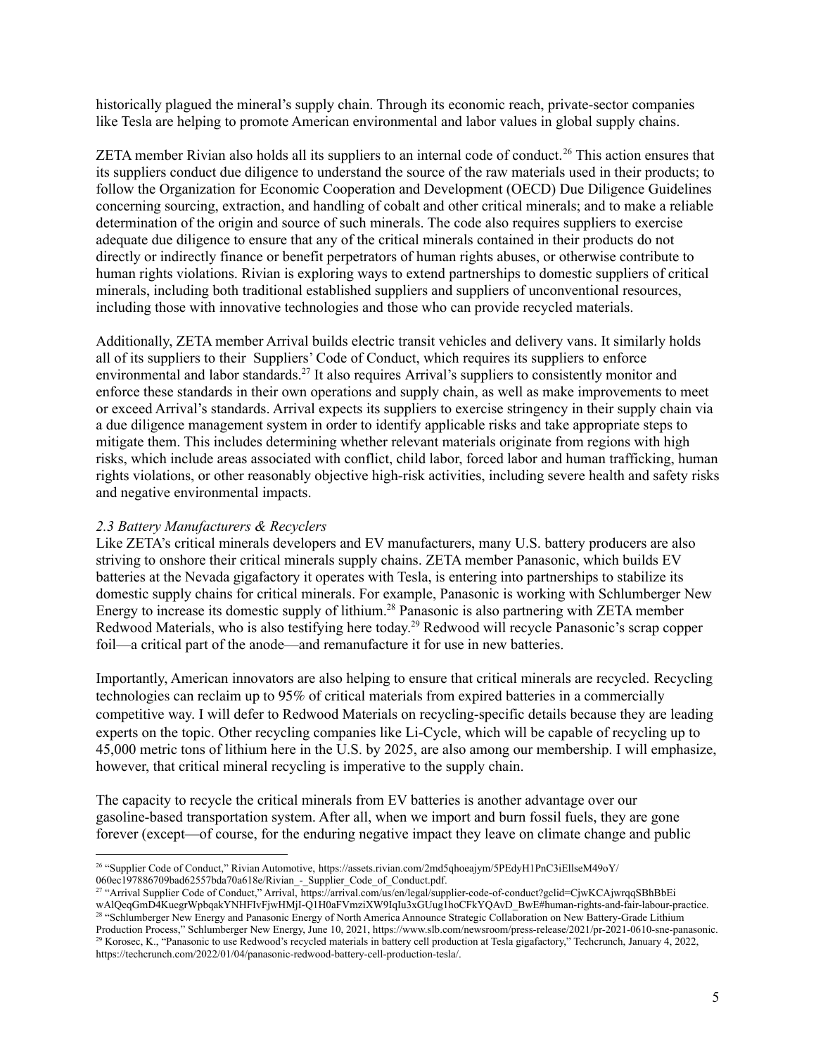historically plagued the mineral's supply chain. Through its economic reach, private-sector companies like Tesla are helping to promote American environmental and labor values in global supply chains.

ZETA member Rivian also holds all its suppliers to an internal code of conduct.[26] This action ensures that its suppliers conduct due diligence to understand the source of the raw materials used in their products; to follow the Organization for Economic Cooperation and Development (OECD) Due Diligence Guidelines concerning sourcing, extraction, and handling of cobalt and other critical minerals; and to make a reliable determination of the origin and source of such minerals. The code also requires suppliers to exercise adequate due diligence to ensure that any of the critical minerals contained in their products do not directly or indirectly finance or benefit perpetrators of human rights abuses, or otherwise contribute to human rights violations. Rivian is exploring ways to extend partnerships to domestic suppliers of critical minerals, including both traditional established suppliers and suppliers of unconventional resources, including those with innovative technologies and those who can provide recycled materials.

Additionally, ZETA member Arrival builds electric transit vehicles and delivery vans. It similarly holds all of its suppliers to their Suppliers' Code of Conduct, which requires its suppliers to enforce environmental and labor standards.[27] It also requires Arrival's suppliers to consistently monitor and enforce these standards in their own operations and supply chain, as well as make improvements to meet or exceed Arrival's standards. Arrival expects its suppliers to exercise stringency in their supply chain via a due diligence management system in order to identify applicable risks and take appropriate steps to mitigate them. This includes determining whether relevant materials originate from regions with high risks, which include areas associated with conflict, child labor, forced labor and human trafficking, human rights violations, or other reasonably objective high-risk activities, including severe health and safety risks and negative environmental impacts.

### *2.3 Battery Manufacturers & Recyclers*

Like ZETA's critical minerals developers and EV manufacturers, many U.S. battery producers are also striving to onshore their critical minerals supply chains. ZETA member Panasonic, which builds EV batteries at the Nevada gigafactory it operates with Tesla, is entering into partnerships to stabilize its domestic supply chains for critical minerals. For example, Panasonic is working with Schlumberger New Energy to increase its domestic supply of lithium.[28] Panasonic is also partnering with ZETA member Redwood Materials, who is also testifying here today.[29] Redwood will recycle Panasonic's scrap copper foil—a critical part of the anode—and remanufacture it for use in new batteries.

Importantly, American innovators are also helping to ensure that critical minerals are recycled. Recycling technologies can reclaim up to 95% of critical materials from expired batteries in a commercially competitive way. I will defer to Redwood Materials on recycling-specific details because they are leading experts on the topic. Other recycling companies like Li-Cycle, which will be capable of recycling up to 45,000 metric tons of lithium here in the U.S. by 2025, are also among our membership. I will emphasize, however, that critical mineral recycling is imperative to the supply chain.

The capacity to recycle the critical minerals from EV batteries is another advantage over our gasoline-based transportation system. After all, when we import and burn fossil fuels, they are gone forever (except—of course, for the enduring negative impact they leave on climate change and public

---

[26] "Supplier Code of Conduct," Rivian Automotive, https://assets.rivian.com/2md5qhoeajym/5PEdyH1PnC3iEllseM49oY/060ec197886709bad62557bda70a618e/Rivian_-_Supplier_Code_of_Conduct.pdf.

[27] "Arrival Supplier Code of Conduct," Arrival, https://arrival.com/us/en/legal/supplier-code-of-conduct?gclid=CjwKCAjwrqqSBhBbEiwAlQeqGmD4KuegrWpbqakYNHFIvFjwHMjI-Q1H0aFVmziXW9IqIu3xGUug1hoCFkYQAvD_BwE#human-rights-and-fair-labour-practice.

[28] "Schlumberger New Energy and Panasonic Energy of North America Announce Strategic Collaboration on New Battery-Grade Lithium Production Process," Schlumberger New Energy, June 10, 2021, https://www.slb.com/newsroom/press-release/2021/pr-2021-0610-sne-panasonic.

[29] Korosec, K., "Panasonic to use Redwood's recycled materials in battery cell production at Tesla gigafactory," Techcrunch, January 4, 2022, https://techcrunch.com/2022/01/04/panasonic-redwood-battery-cell-production-tesla/.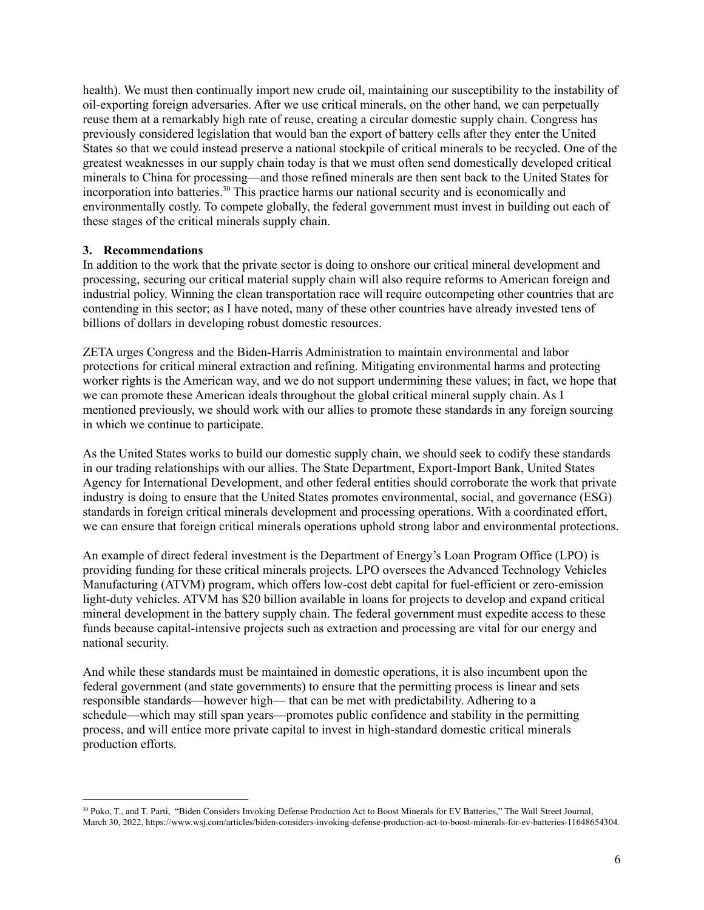health). We must then continually import new crude oil, maintaining our susceptibility to the instability of oil-exporting foreign adversaries. After we use critical minerals, on the other hand, we can perpetually reuse them at a remarkably high rate of reuse, creating a circular domestic supply chain. Congress has previously considered legislation that would ban the export of battery cells after they enter the United States so that we could instead preserve a national stockpile of critical minerals to be recycled. One of the greatest weaknesses in our supply chain today is that we must often send domestically developed critical minerals to China for processing—and those refined minerals are then sent back to the United States for incorporation into batteries.[30] This practice harms our national security and is economically and environmentally costly. To compete globally, the federal government must invest in building out each of these stages of the critical minerals supply chain.

### 3. Recommendations

In addition to the work that the private sector is doing to onshore our critical mineral development and processing, securing our critical material supply chain will also require reforms to American foreign and industrial policy. Winning the clean transportation race will require outcompeting other countries that are contending in this sector; as I have noted, many of these other countries have already invested tens of billions of dollars in developing robust domestic resources.

ZETA urges Congress and the Biden-Harris Administration to maintain environmental and labor protections for critical mineral extraction and refining. Mitigating environmental harms and protecting worker rights is the American way, and we do not support undermining these values; in fact, we hope that we can promote these American ideals throughout the global critical mineral supply chain. As I mentioned previously, we should work with our allies to promote these standards in any foreign sourcing in which we continue to participate.

As the United States works to build our domestic supply chain, we should seek to codify these standards in our trading relationships with our allies. The State Department, Export-Import Bank, United States Agency for International Development, and other federal entities should corroborate the work that private industry is doing to ensure that the United States promotes environmental, social, and governance (ESG) standards in foreign critical minerals development and processing operations. With a coordinated effort, we can ensure that foreign critical minerals operations uphold strong labor and environmental protections.

An example of direct federal investment is the Department of Energy's Loan Program Office (LPO) is providing funding for these critical minerals projects. LPO oversees the Advanced Technology Vehicles Manufacturing (ATVM) program, which offers low-cost debt capital for fuel-efficient or zero-emission light-duty vehicles. ATVM has $20 billion available in loans for projects to develop and expand critical mineral development in the battery supply chain. The federal government must expedite access to these funds because capital-intensive projects such as extraction and processing are vital for our energy and national security.

And while these standards must be maintained in domestic operations, it is also incumbent upon the federal government (and state governments) to ensure that the permitting process is linear and sets responsible standards—however high— that can be met with predictability. Adhering to a schedule—which may still span years—promotes public confidence and stability in the permitting process, and will entice more private capital to invest in high-standard domestic critical minerals production efforts.

---

[30] Puko, T., and T. Parti, "Biden Considers Invoking Defense Production Act to Boost Minerals for EV Batteries," The Wall Street Journal, March 30, 2022, https://www.wsj.com/articles/biden-considers-invoking-defense-production-act-to-boost-minerals-for-ev-batteries-11648654304.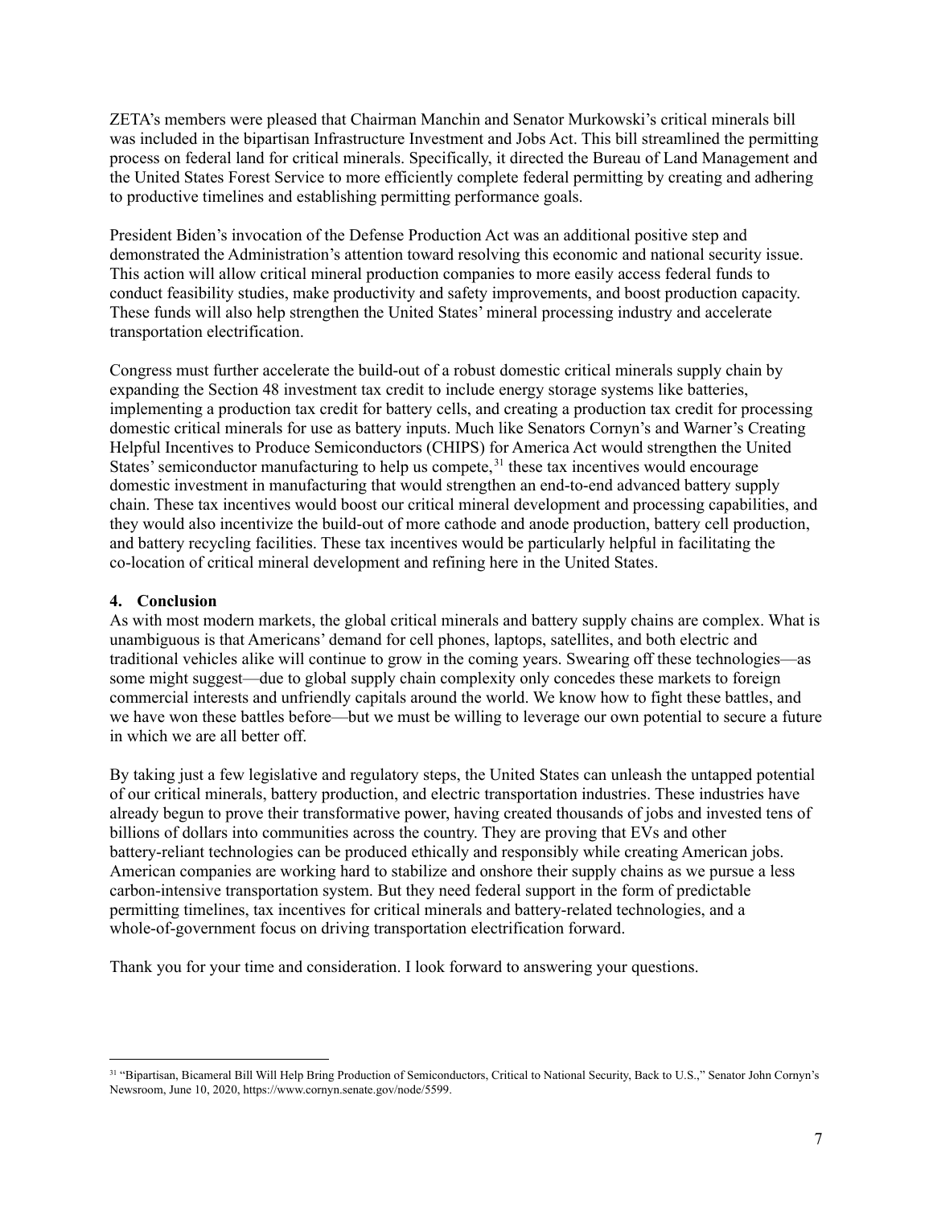ZETA's members were pleased that Chairman Manchin and Senator Murkowski's critical minerals bill was included in the bipartisan Infrastructure Investment and Jobs Act. This bill streamlined the permitting process on federal land for critical minerals. Specifically, it directed the Bureau of Land Management and the United States Forest Service to more efficiently complete federal permitting by creating and adhering to productive timelines and establishing permitting performance goals.

President Biden's invocation of the Defense Production Act was an additional positive step and demonstrated the Administration's attention toward resolving this economic and national security issue. This action will allow critical mineral production companies to more easily access federal funds to conduct feasibility studies, make productivity and safety improvements, and boost production capacity. These funds will also help strengthen the United States' mineral processing industry and accelerate transportation electrification.

Congress must further accelerate the build-out of a robust domestic critical minerals supply chain by expanding the Section 48 investment tax credit to include energy storage systems like batteries, implementing a production tax credit for battery cells, and creating a production tax credit for processing domestic critical minerals for use as battery inputs. Much like Senators Cornyn's and Warner's Creating Helpful Incentives to Produce Semiconductors (CHIPS) for America Act would strengthen the United States' semiconductor manufacturing to help us compete,[31] these tax incentives would encourage domestic investment in manufacturing that would strengthen an end-to-end advanced battery supply chain. These tax incentives would boost our critical mineral development and processing capabilities, and they would also incentivize the build-out of more cathode and anode production, battery cell production, and battery recycling facilities. These tax incentives would be particularly helpful in facilitating the co-location of critical mineral development and refining here in the United States.

## 4. Conclusion

As with most modern markets, the global critical minerals and battery supply chains are complex. What is unambiguous is that Americans' demand for cell phones, laptops, satellites, and both electric and traditional vehicles alike will continue to grow in the coming years. Swearing off these technologies—as some might suggest—due to global supply chain complexity only concedes these markets to foreign commercial interests and unfriendly capitals around the world. We know how to fight these battles, and we have won these battles before—but we must be willing to leverage our own potential to secure a future in which we are all better off.

By taking just a few legislative and regulatory steps, the United States can unleash the untapped potential of our critical minerals, battery production, and electric transportation industries. These industries have already begun to prove their transformative power, having created thousands of jobs and invested tens of billions of dollars into communities across the country. They are proving that EVs and other battery-reliant technologies can be produced ethically and responsibly while creating American jobs. American companies are working hard to stabilize and onshore their supply chains as we pursue a less carbon-intensive transportation system. But they need federal support in the form of predictable permitting timelines, tax incentives for critical minerals and battery-related technologies, and a whole-of-government focus on driving transportation electrification forward.

Thank you for your time and consideration. I look forward to answering your questions.

---

[31] "Bipartisan, Bicameral Bill Will Help Bring Production of Semiconductors, Critical to National Security, Back to U.S.," Senator John Cornyn's Newsroom, June 10, 2020, https://www.cornyn.senate.gov/node/5599.